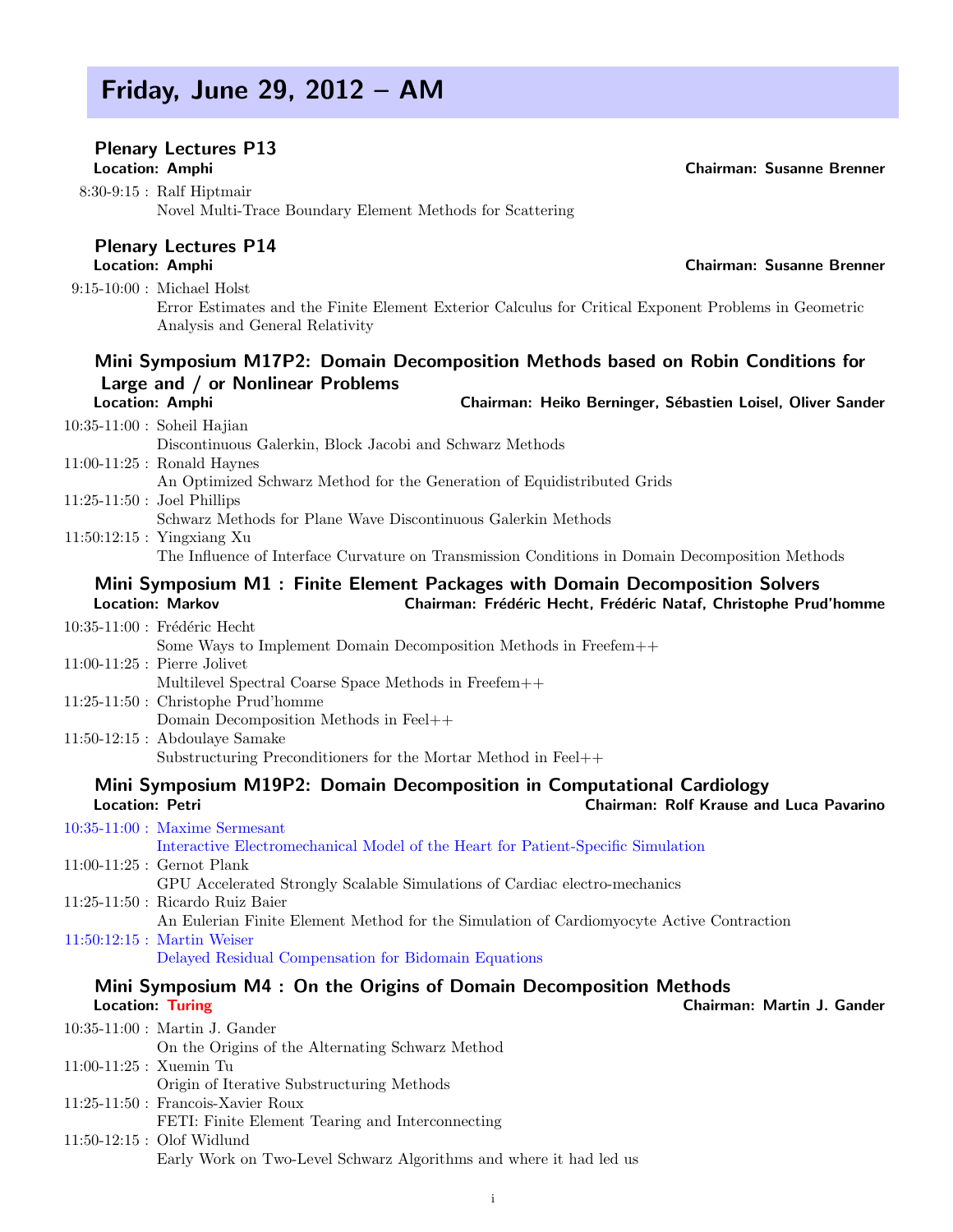# Friday, June 29, 2012 – AM

## Plenary Lectures P13

**Location: Amphi** **Chairman: Susanne Brenner**

8:30-9:15 : Ralf Hiptmair
Novel Multi-Trace Boundary Element Methods for Scattering

## Plenary Lectures P14

**Location: Amphi** **Chairman: Susanne Brenner**

9:15-10:00 : Michael Holst
Error Estimates and the Finite Element Exterior Calculus for Critical Exponent Problems in Geometric Analysis and General Relativity

## Mini Symposium M17P2: Domain Decomposition Methods based on Robin Conditions for Large and / or Nonlinear Problems

**Location: Amphi** **Chairman: Heiko Berninger, Sébastien Loisel, Oliver Sander**

10:35-11:00 : Soheil Hajian
Discontinuous Galerkin, Block Jacobi and Schwarz Methods

11:00-11:25 : Ronald Haynes
An Optimized Schwarz Method for the Generation of Equidistributed Grids

11:25-11:50 : Joel Phillips
Schwarz Methods for Plane Wave Discontinuous Galerkin Methods

11:50:12:15 : Yingxiang Xu
The Influence of Interface Curvature on Transmission Conditions in Domain Decomposition Methods

## Mini Symposium M1 : Finite Element Packages with Domain Decomposition Solvers

**Location: Markov** **Chairman: Frédéric Hecht, Frédéric Nataf, Christophe Prud'homme**

10:35-11:00 : Frédéric Hecht
Some Ways to Implement Domain Decomposition Methods in Freefem++

11:00-11:25 : Pierre Jolivet
Multilevel Spectral Coarse Space Methods in Freefem++

11:25-11:50 : Christophe Prud'homme
Domain Decomposition Methods in Feel++

11:50-12:15 : Abdoulaye Samake
Substructuring Preconditioners for the Mortar Method in Feel++

## Mini Symposium M19P2: Domain Decomposition in Computational Cardiology

**Location: Petri** **Chairman: Rolf Krause and Luca Pavarino**

10:35-11:00 : Maxime Sermesant
Interactive Electromechanical Model of the Heart for Patient-Specific Simulation

11:00-11:25 : Gernot Plank
GPU Accelerated Strongly Scalable Simulations of Cardiac electro-mechanics

11:25-11:50 : Ricardo Ruiz Baier
An Eulerian Finite Element Method for the Simulation of Cardiomyocyte Active Contraction

11:50:12:15 : Martin Weiser
Delayed Residual Compensation for Bidomain Equations

## Mini Symposium M4 : On the Origins of Domain Decomposition Methods

**Location: Turing** **Chairman: Martin J. Gander**

10:35-11:00 : Martin J. Gander
On the Origins of the Alternating Schwarz Method

11:00-11:25 : Xuemin Tu
Origin of Iterative Substructuring Methods

11:25-11:50 : Francois-Xavier Roux
FETI: Finite Element Tearing and Interconnecting

11:50-12:15 : Olof Widlund
Early Work on Two-Level Schwarz Algorithms and where it had led us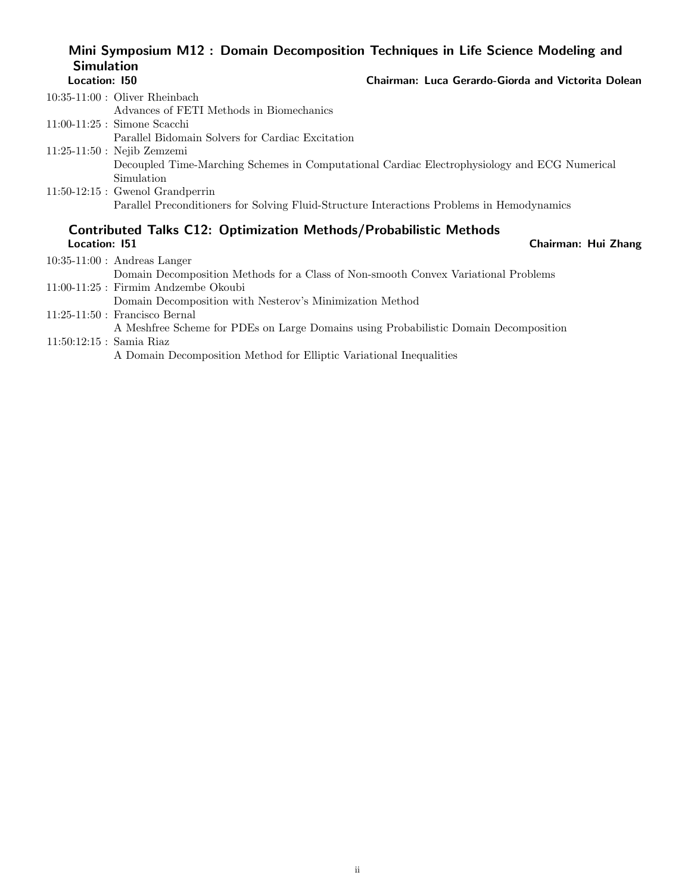## Mini Symposium M12 : Domain Decomposition Techniques in Life Science Modeling and Simulation

**Location: I50** **Chairman: Luca Gerardo-Giorda and Victorita Dolean**

10:35-11:00 : Oliver Rheinbach
Advances of FETI Methods in Biomechanics

11:00-11:25 : Simone Scacchi
Parallel Bidomain Solvers for Cardiac Excitation

11:25-11:50 : Nejib Zemzemi
Decoupled Time-Marching Schemes in Computational Cardiac Electrophysiology and ECG Numerical Simulation

11:50-12:15 : Gwenol Grandperrin
Parallel Preconditioners for Solving Fluid-Structure Interactions Problems in Hemodynamics

## Contributed Talks C12: Optimization Methods/Probabilistic Methods

**Location: I51** **Chairman: Hui Zhang**

10:35-11:00 : Andreas Langer
Domain Decomposition Methods for a Class of Non-smooth Convex Variational Problems

11:00-11:25 : Firmim Andzembe Okoubi
Domain Decomposition with Nesterov's Minimization Method

11:25-11:50 : Francisco Bernal
A Meshfree Scheme for PDEs on Large Domains using Probabilistic Domain Decomposition

11:50:12:15 : Samia Riaz
A Domain Decomposition Method for Elliptic Variational Inequalities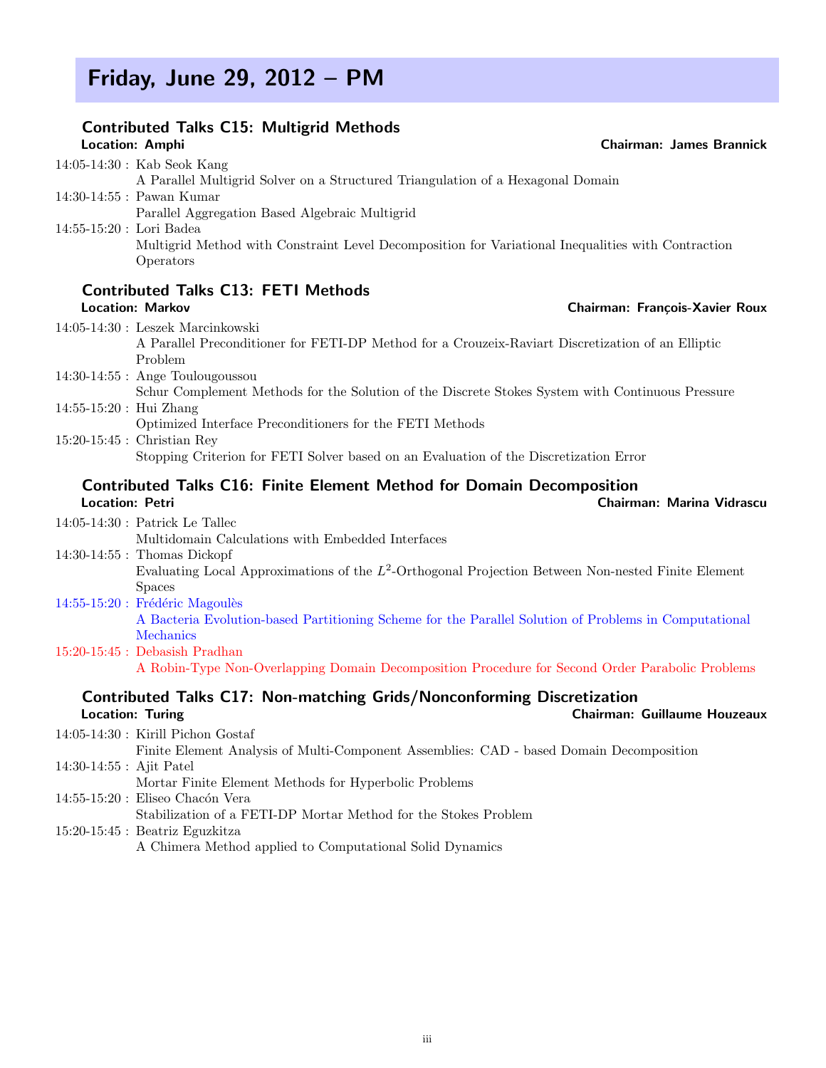# Friday, June 29, 2012 – PM

## Contributed Talks C15: Multigrid Methods

**Location: Amphi** **Chairman: James Brannick**

14:05-14:30 : Kab Seok Kang
A Parallel Multigrid Solver on a Structured Triangulation of a Hexagonal Domain

14:30-14:55 : Pawan Kumar
Parallel Aggregation Based Algebraic Multigrid

14:55-15:20 : Lori Badea
Multigrid Method with Constraint Level Decomposition for Variational Inequalities with Contraction Operators

## Contributed Talks C13: FETI Methods

**Location: Markov** **Chairman: François-Xavier Roux**

14:05-14:30 : Leszek Marcinkowski
A Parallel Preconditioner for FETI-DP Method for a Crouzeix-Raviart Discretization of an Elliptic Problem

14:30-14:55 : Ange Toulougoussou
Schur Complement Methods for the Solution of the Discrete Stokes System with Continuous Pressure

14:55-15:20 : Hui Zhang
Optimized Interface Preconditioners for the FETI Methods

15:20-15:45 : Christian Rey
Stopping Criterion for FETI Solver based on an Evaluation of the Discretization Error

## Contributed Talks C16: Finite Element Method for Domain Decomposition

**Location: Petri** **Chairman: Marina Vidrascu**

14:05-14:30 : Patrick Le Tallec
Multidomain Calculations with Embedded Interfaces

14:30-14:55 : Thomas Dickopf
Evaluating Local Approximations of the $L^2$-Orthogonal Projection Between Non-nested Finite Element Spaces

14:55-15:20 : Frédéric Magoulès
A Bacteria Evolution-based Partitioning Scheme for the Parallel Solution of Problems in Computational Mechanics

15:20-15:45 : Debasish Pradhan
A Robin-Type Non-Overlapping Domain Decomposition Procedure for Second Order Parabolic Problems

## Contributed Talks C17: Non-matching Grids/Nonconforming Discretization

**Location: Turing** **Chairman: Guillaume Houzeaux**

14:05-14:30 : Kirill Pichon Gostaf
Finite Element Analysis of Multi-Component Assemblies: CAD - based Domain Decomposition

14:30-14:55 : Ajit Patel
Mortar Finite Element Methods for Hyperbolic Problems

14:55-15:20 : Eliseo Chacón Vera
Stabilization of a FETI-DP Mortar Method for the Stokes Problem

15:20-15:45 : Beatriz Eguzkitza
A Chimera Method applied to Computational Solid Dynamics